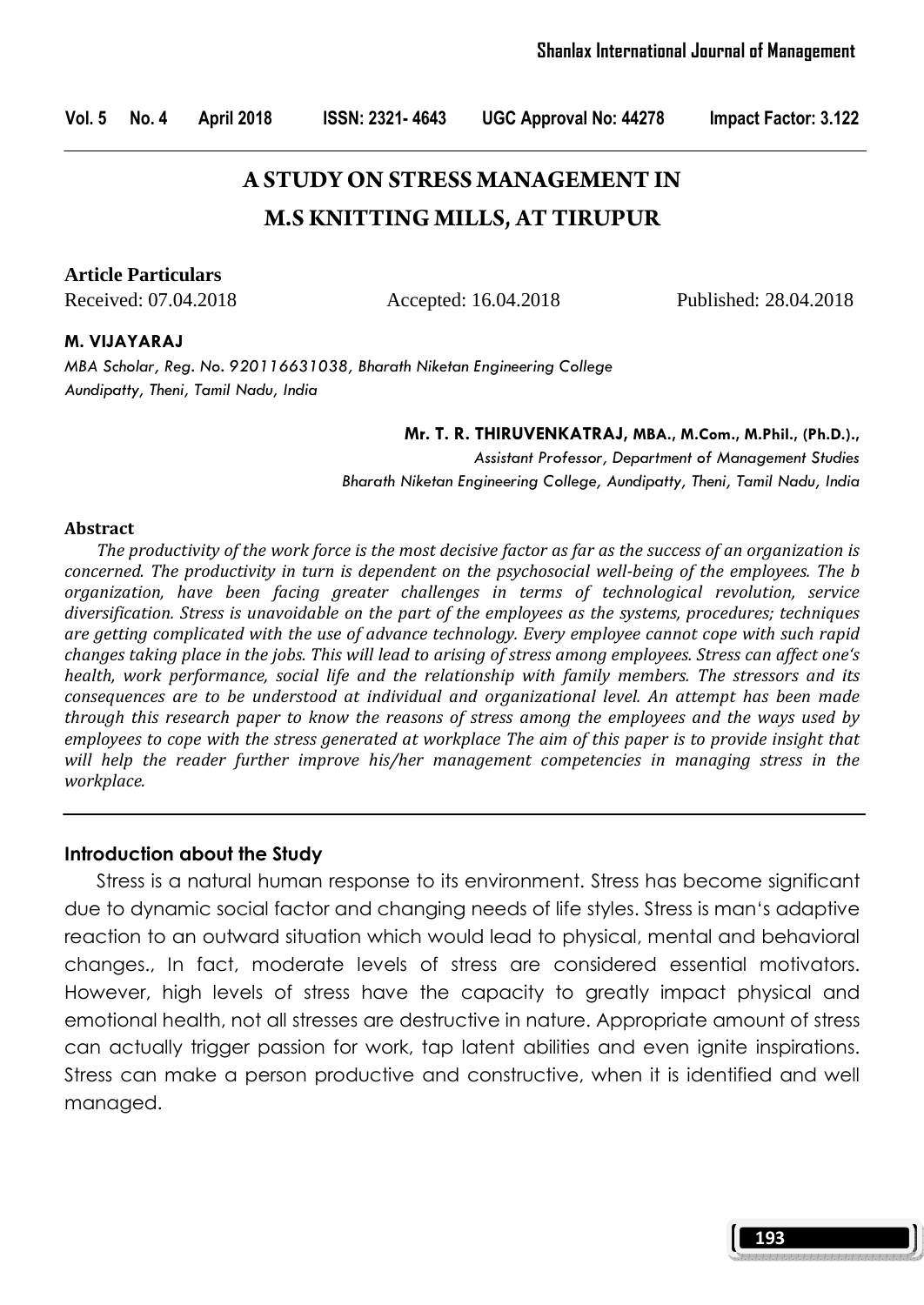# A STUDY ON STRESS MANAGEMENT IN M.S KNITTING MILLS, AT TIRUPUR

**Article Particulars**

Received: 07.04.2018 Accepted: 16.04.2018 Published: 28.04.2018

**M. VIJAYARAJ**

*MBA Scholar, Reg. No. 920116631038, Bharath Niketan Engineering College*
*Aundipatty, Theni, Tamil Nadu, India*

**Mr. T. R. THIRUVENKATRAJ, MBA., M.Com., M.Phil., (Ph.D.).,**
*Assistant Professor, Department of Management Studies*
*Bharath Niketan Engineering College, Aundipatty, Theni, Tamil Nadu, India*

**Abstract**

*The productivity of the work force is the most decisive factor as far as the success of an organization is concerned. The productivity in turn is dependent on the psychosocial well-being of the employees. The b organization, have been facing greater challenges in terms of technological revolution, service diversification. Stress is unavoidable on the part of the employees as the systems, procedures; techniques are getting complicated with the use of advance technology. Every employee cannot cope with such rapid changes taking place in the jobs. This will lead to arising of stress among employees. Stress can affect one's health, work performance, social life and the relationship with family members. The stressors and its consequences are to be understood at individual and organizational level. An attempt has been made through this research paper to know the reasons of stress among the employees and the ways used by employees to cope with the stress generated at workplace The aim of this paper is to provide insight that will help the reader further improve his/her management competencies in managing stress in the workplace.*

## Introduction about the Study

Stress is a natural human response to its environment. Stress has become significant due to dynamic social factor and changing needs of life styles. Stress is man's adaptive reaction to an outward situation which would lead to physical, mental and behavioral changes., In fact, moderate levels of stress are considered essential motivators. However, high levels of stress have the capacity to greatly impact physical and emotional health, not all stresses are destructive in nature. Appropriate amount of stress can actually trigger passion for work, tap latent abilities and even ignite inspirations. Stress can make a person productive and constructive, when it is identified and well managed.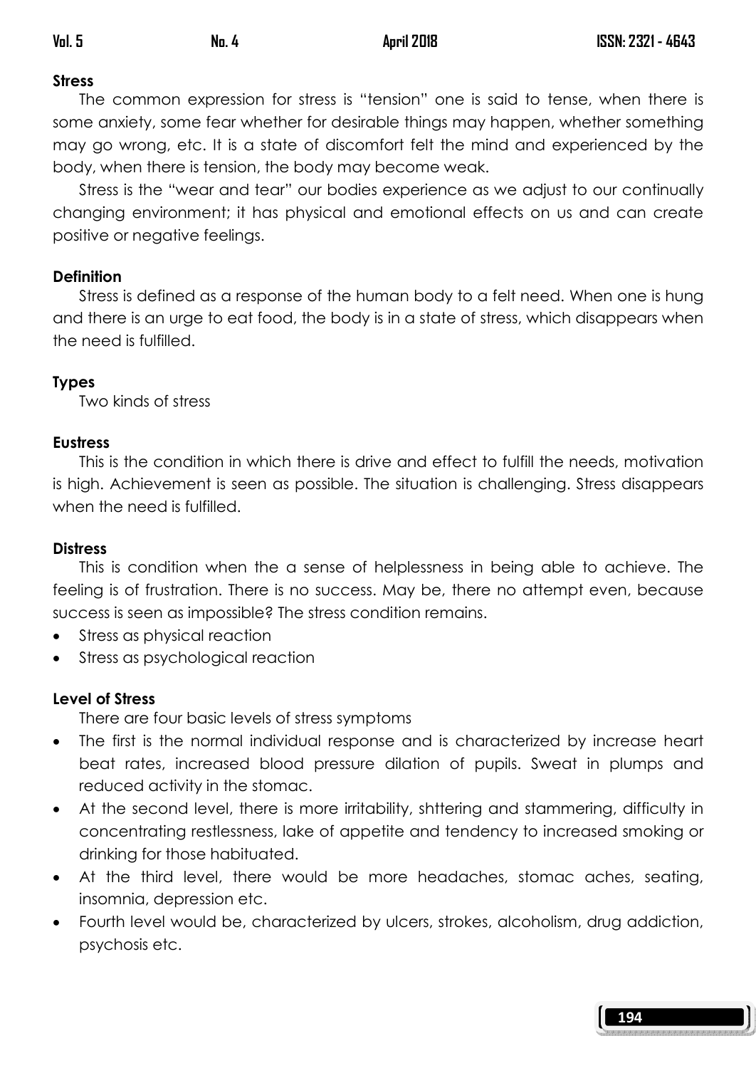**Stress**

The common expression for stress is "tension" one is said to tense, when there is some anxiety, some fear whether for desirable things may happen, whether something may go wrong, etc. It is a state of discomfort felt the mind and experienced by the body, when there is tension, the body may become weak.

Stress is the "wear and tear" our bodies experience as we adjust to our continually changing environment; it has physical and emotional effects on us and can create positive or negative feelings.

**Definition**

Stress is defined as a response of the human body to a felt need. When one is hung and there is an urge to eat food, the body is in a state of stress, which disappears when the need is fulfilled.

**Types**

Two kinds of stress

**Eustress**

This is the condition in which there is drive and effect to fulfill the needs, motivation is high. Achievement is seen as possible. The situation is challenging. Stress disappears when the need is fulfilled.

**Distress**

This is condition when the a sense of helplessness in being able to achieve. The feeling is of frustration. There is no success. May be, there no attempt even, because success is seen as impossible? The stress condition remains.

- Stress as physical reaction
- Stress as psychological reaction

**Level of Stress**

There are four basic levels of stress symptoms

- The first is the normal individual response and is characterized by increase heart beat rates, increased blood pressure dilation of pupils. Sweat in plumps and reduced activity in the stomac.
- At the second level, there is more irritability, shttering and stammering, difficulty in concentrating restlessness, lake of appetite and tendency to increased smoking or drinking for those habituated.
- At the third level, there would be more headaches, stomac aches, seating, insomnia, depression etc.
- Fourth level would be, characterized by ulcers, strokes, alcoholism, drug addiction, psychosis etc.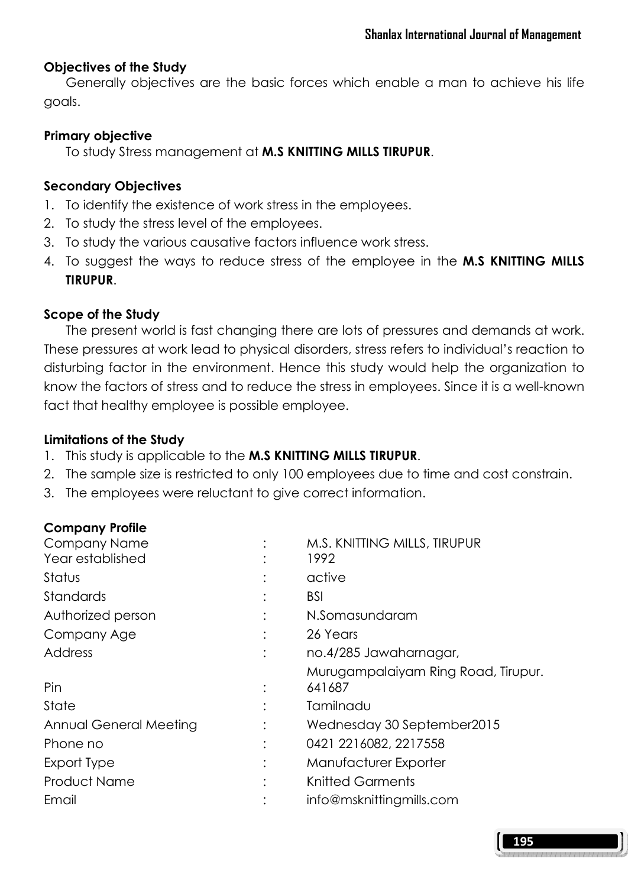### Objectives of the Study

Generally objectives are the basic forces which enable a man to achieve his life goals.

### Primary objective

To study Stress management at **M.S KNITTING MILLS TIRUPUR**.

### Secondary Objectives

1. To identify the existence of work stress in the employees.
2. To study the stress level of the employees.
3. To study the various causative factors influence work stress.
4. To suggest the ways to reduce stress of the employee in the **M.S KNITTING MILLS TIRUPUR**.

### Scope of the Study

The present world is fast changing there are lots of pressures and demands at work. These pressures at work lead to physical disorders, stress refers to individual's reaction to disturbing factor in the environment. Hence this study would help the organization to know the factors of stress and to reduce the stress in employees. Since it is a well-known fact that healthy employee is possible employee.

### Limitations of the Study

1. This study is applicable to the **M.S KNITTING MILLS TIRUPUR**.
2. The sample size is restricted to only 100 employees due to time and cost constrain.
3. The employees were reluctant to give correct information.

### Company Profile

| | | |
|---|---|---|
| Company Name | : | M.S. KNITTING MILLS, TIRUPUR |
| Year established | : | 1992 |
| Status | : | active |
| Standards | : | BSI |
| Authorized person | : | N.Somasundaram |
| Company Age | : | 26 Years |
| Address | : | no.4/285 Jawaharnagar, Murugampalaiyam Ring Road, Tirupur. |
| Pin | : | 641687 |
| State | : | Tamilnadu |
| Annual General Meeting | : | Wednesday 30 September2015 |
| Phone no | : | 0421 2216082, 2217558 |
| Export Type | : | Manufacturer Exporter |
| Product Name | : | Knitted Garments |
| Email | : | info@msknittingmills.com |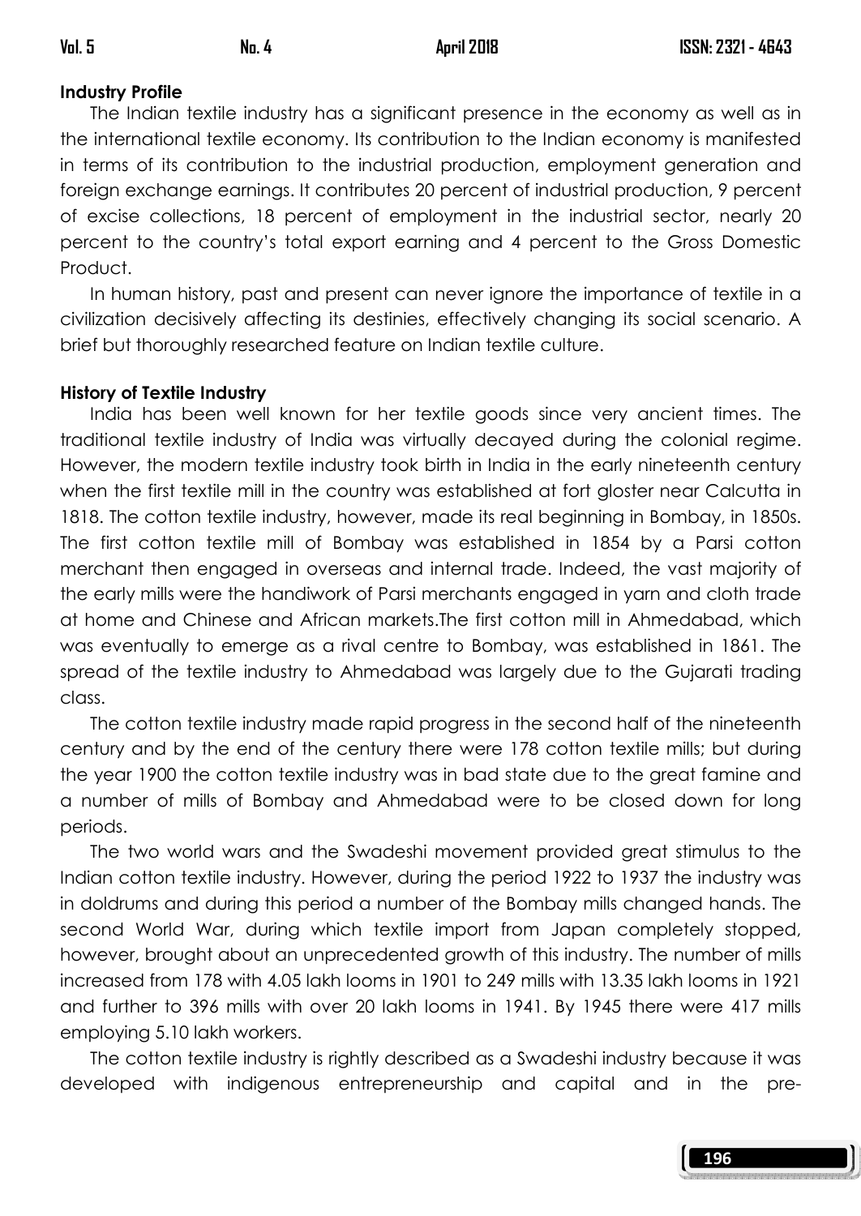**Industry Profile**

The Indian textile industry has a significant presence in the economy as well as in the international textile economy. Its contribution to the Indian economy is manifested in terms of its contribution to the industrial production, employment generation and foreign exchange earnings. It contributes 20 percent of industrial production, 9 percent of excise collections, 18 percent of employment in the industrial sector, nearly 20 percent to the country's total export earning and 4 percent to the Gross Domestic Product.

In human history, past and present can never ignore the importance of textile in a civilization decisively affecting its destinies, effectively changing its social scenario. A brief but thoroughly researched feature on Indian textile culture.

**History of Textile Industry**

India has been well known for her textile goods since very ancient times. The traditional textile industry of India was virtually decayed during the colonial regime. However, the modern textile industry took birth in India in the early nineteenth century when the first textile mill in the country was established at fort gloster near Calcutta in 1818. The cotton textile industry, however, made its real beginning in Bombay, in 1850s. The first cotton textile mill of Bombay was established in 1854 by a Parsi cotton merchant then engaged in overseas and internal trade. Indeed, the vast majority of the early mills were the handiwork of Parsi merchants engaged in yarn and cloth trade at home and Chinese and African markets.The first cotton mill in Ahmedabad, which was eventually to emerge as a rival centre to Bombay, was established in 1861. The spread of the textile industry to Ahmedabad was largely due to the Gujarati trading class.

The cotton textile industry made rapid progress in the second half of the nineteenth century and by the end of the century there were 178 cotton textile mills; but during the year 1900 the cotton textile industry was in bad state due to the great famine and a number of mills of Bombay and Ahmedabad were to be closed down for long periods.

The two world wars and the Swadeshi movement provided great stimulus to the Indian cotton textile industry. However, during the period 1922 to 1937 the industry was in doldrums and during this period a number of the Bombay mills changed hands. The second World War, during which textile import from Japan completely stopped, however, brought about an unprecedented growth of this industry. The number of mills increased from 178 with 4.05 lakh looms in 1901 to 249 mills with 13.35 lakh looms in 1921 and further to 396 mills with over 20 lakh looms in 1941. By 1945 there were 417 mills employing 5.10 lakh workers.

The cotton textile industry is rightly described as a Swadeshi industry because it was developed with indigenous entrepreneurship and capital and in the pre-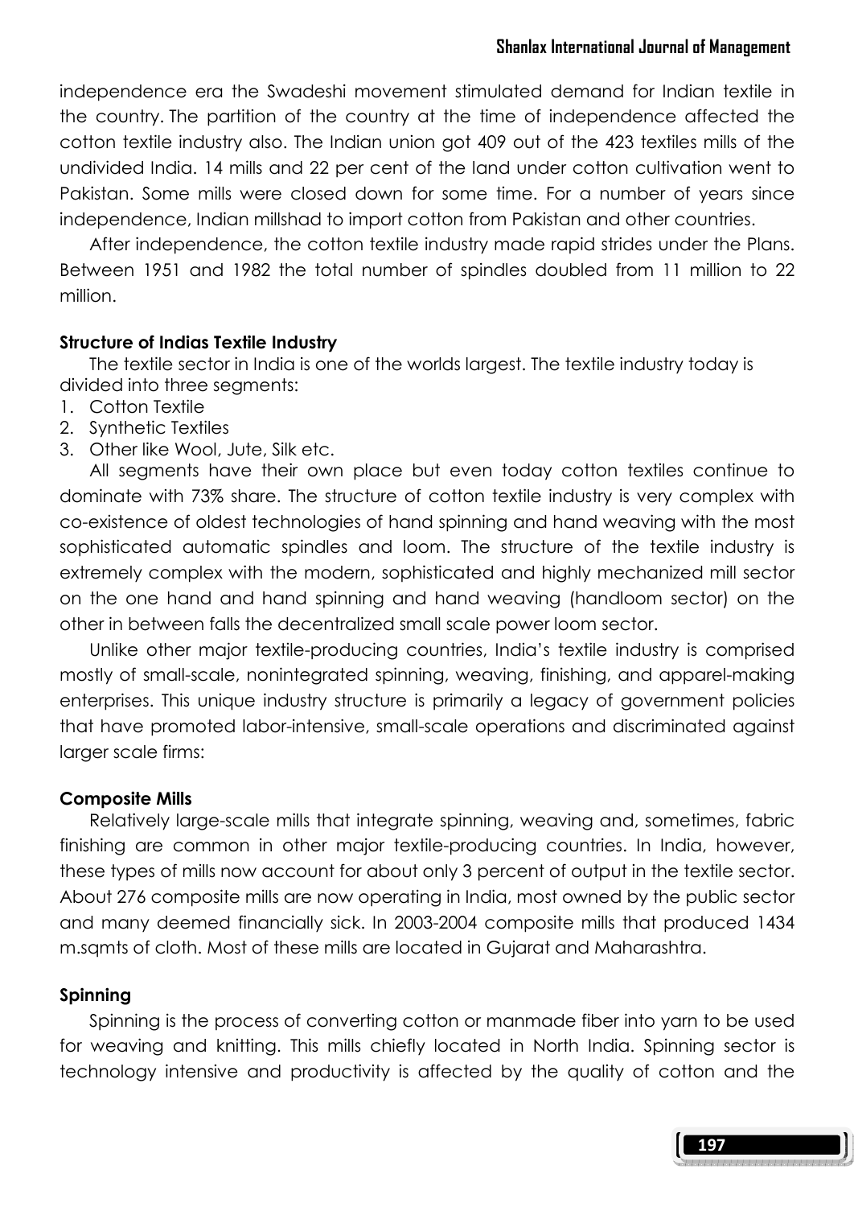independence era the Swadeshi movement stimulated demand for Indian textile in the country. The partition of the country at the time of independence affected the cotton textile industry also. The Indian union got 409 out of the 423 textiles mills of the undivided India. 14 mills and 22 per cent of the land under cotton cultivation went to Pakistan. Some mills were closed down for some time. For a number of years since independence, Indian millshad to import cotton from Pakistan and other countries.

After independence, the cotton textile industry made rapid strides under the Plans. Between 1951 and 1982 the total number of spindles doubled from 11 million to 22 million.

**Structure of Indias Textile Industry**

The textile sector in India is one of the worlds largest. The textile industry today is divided into three segments:

1. Cotton Textile
2. Synthetic Textiles
3. Other like Wool, Jute, Silk etc.

All segments have their own place but even today cotton textiles continue to dominate with 73% share. The structure of cotton textile industry is very complex with co-existence of oldest technologies of hand spinning and hand weaving with the most sophisticated automatic spindles and loom. The structure of the textile industry is extremely complex with the modern, sophisticated and highly mechanized mill sector on the one hand and hand spinning and hand weaving (handloom sector) on the other in between falls the decentralized small scale power loom sector.

Unlike other major textile-producing countries, India's textile industry is comprised mostly of small-scale, nonintegrated spinning, weaving, finishing, and apparel-making enterprises. This unique industry structure is primarily a legacy of government policies that have promoted labor-intensive, small-scale operations and discriminated against larger scale firms:

**Composite Mills**

Relatively large-scale mills that integrate spinning, weaving and, sometimes, fabric finishing are common in other major textile-producing countries. In India, however, these types of mills now account for about only 3 percent of output in the textile sector. About 276 composite mills are now operating in India, most owned by the public sector and many deemed financially sick. In 2003-2004 composite mills that produced 1434 m.sqmts of cloth. Most of these mills are located in Gujarat and Maharashtra.

**Spinning**

Spinning is the process of converting cotton or manmade fiber into yarn to be used for weaving and knitting. This mills chiefly located in North India. Spinning sector is technology intensive and productivity is affected by the quality of cotton and the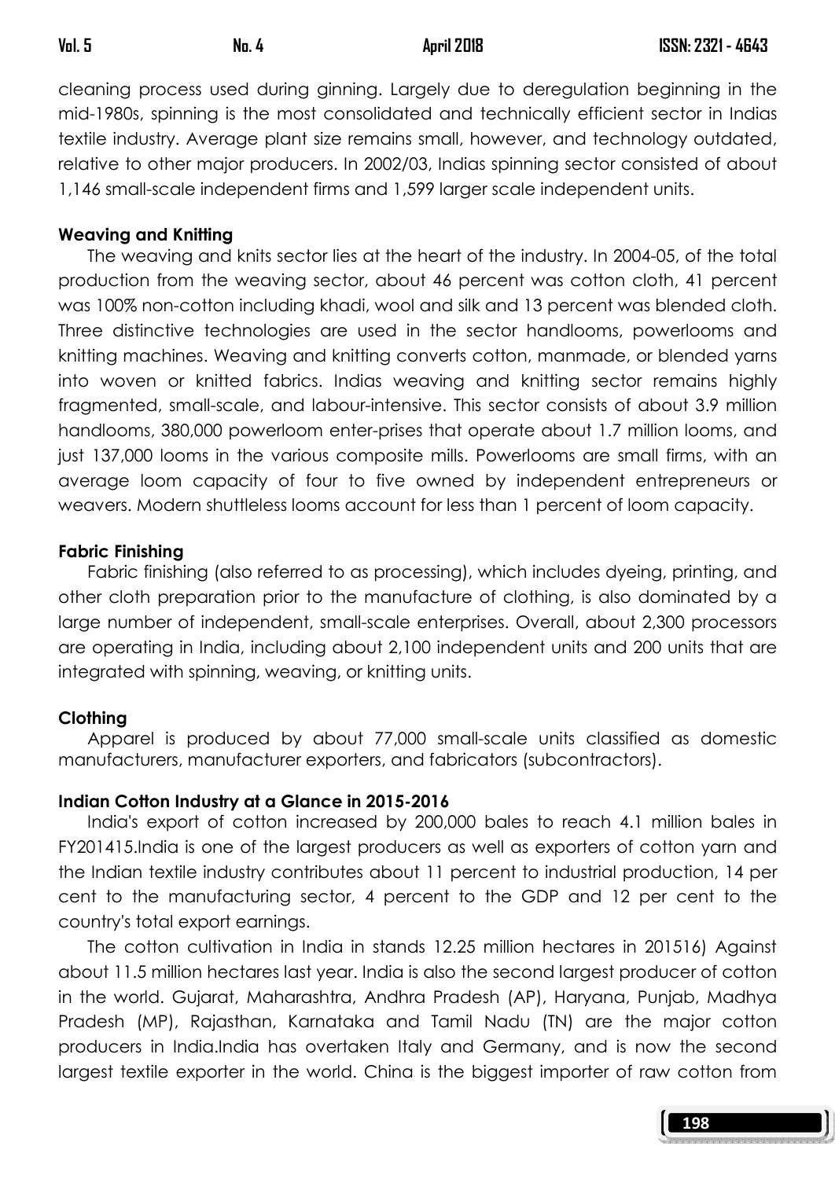cleaning process used during ginning. Largely due to deregulation beginning in the mid-1980s, spinning is the most consolidated and technically efficient sector in Indias textile industry. Average plant size remains small, however, and technology outdated, relative to other major producers. In 2002/03, Indias spinning sector consisted of about 1,146 small-scale independent firms and 1,599 larger scale independent units.

**Weaving and Knitting**

The weaving and knits sector lies at the heart of the industry. In 2004-05, of the total production from the weaving sector, about 46 percent was cotton cloth, 41 percent was 100% non-cotton including khadi, wool and silk and 13 percent was blended cloth. Three distinctive technologies are used in the sector handlooms, powerlooms and knitting machines. Weaving and knitting converts cotton, manmade, or blended yarns into woven or knitted fabrics. Indias weaving and knitting sector remains highly fragmented, small-scale, and labour-intensive. This sector consists of about 3.9 million handlooms, 380,000 powerloom enter-prises that operate about 1.7 million looms, and just 137,000 looms in the various composite mills. Powerlooms are small firms, with an average loom capacity of four to five owned by independent entrepreneurs or weavers. Modern shuttleless looms account for less than 1 percent of loom capacity.

**Fabric Finishing**

Fabric finishing (also referred to as processing), which includes dyeing, printing, and other cloth preparation prior to the manufacture of clothing, is also dominated by a large number of independent, small-scale enterprises. Overall, about 2,300 processors are operating in India, including about 2,100 independent units and 200 units that are integrated with spinning, weaving, or knitting units.

**Clothing**

Apparel is produced by about 77,000 small-scale units classified as domestic manufacturers, manufacturer exporters, and fabricators (subcontractors).

**Indian Cotton Industry at a Glance in 2015-2016**

India's export of cotton increased by 200,000 bales to reach 4.1 million bales in FY201415.India is one of the largest producers as well as exporters of cotton yarn and the Indian textile industry contributes about 11 percent to industrial production, 14 per cent to the manufacturing sector, 4 percent to the GDP and 12 per cent to the country's total export earnings.

The cotton cultivation in India in stands 12.25 million hectares in 201516) Against about 11.5 million hectares last year. India is also the second largest producer of cotton in the world. Gujarat, Maharashtra, Andhra Pradesh (AP), Haryana, Punjab, Madhya Pradesh (MP), Rajasthan, Karnataka and Tamil Nadu (TN) are the major cotton producers in India.India has overtaken Italy and Germany, and is now the second largest textile exporter in the world. China is the biggest importer of raw cotton from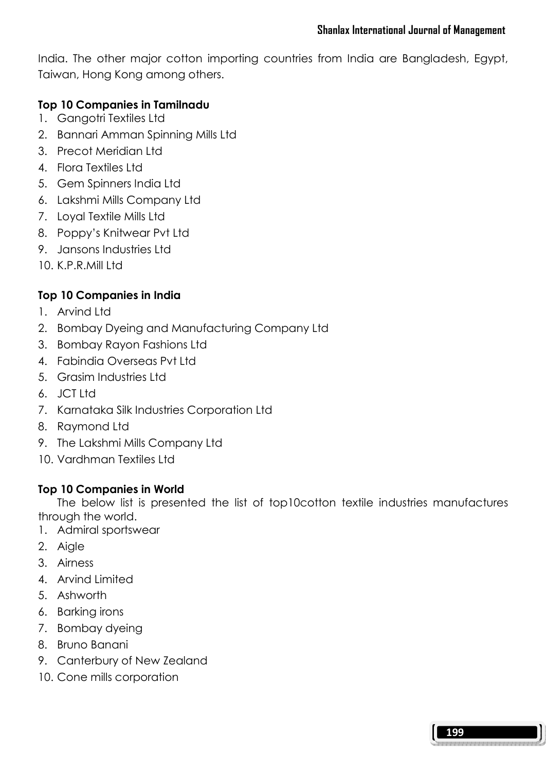India. The other major cotton importing countries from India are Bangladesh, Egypt, Taiwan, Hong Kong among others.

**Top 10 Companies in Tamilnadu**

1. Gangotri Textiles Ltd
2. Bannari Amman Spinning Mills Ltd
3. Precot Meridian Ltd
4. Flora Textiles Ltd
5. Gem Spinners India Ltd
6. Lakshmi Mills Company Ltd
7. Loyal Textile Mills Ltd
8. Poppy's Knitwear Pvt Ltd
9. Jansons Industries Ltd
10. K.P.R.Mill Ltd

**Top 10 Companies in India**

1. Arvind Ltd
2. Bombay Dyeing and Manufacturing Company Ltd
3. Bombay Rayon Fashions Ltd
4. Fabindia Overseas Pvt Ltd
5. Grasim Industries Ltd
6. JCT Ltd
7. Karnataka Silk Industries Corporation Ltd
8. Raymond Ltd
9. The Lakshmi Mills Company Ltd
10. Vardhman Textiles Ltd

**Top 10 Companies in World**

The below list is presented the list of top10cotton textile industries manufactures through the world.

1. Admiral sportswear
2. Aigle
3. Airness
4. Arvind Limited
5. Ashworth
6. Barking irons
7. Bombay dyeing
8. Bruno Banani
9. Canterbury of New Zealand
10. Cone mills corporation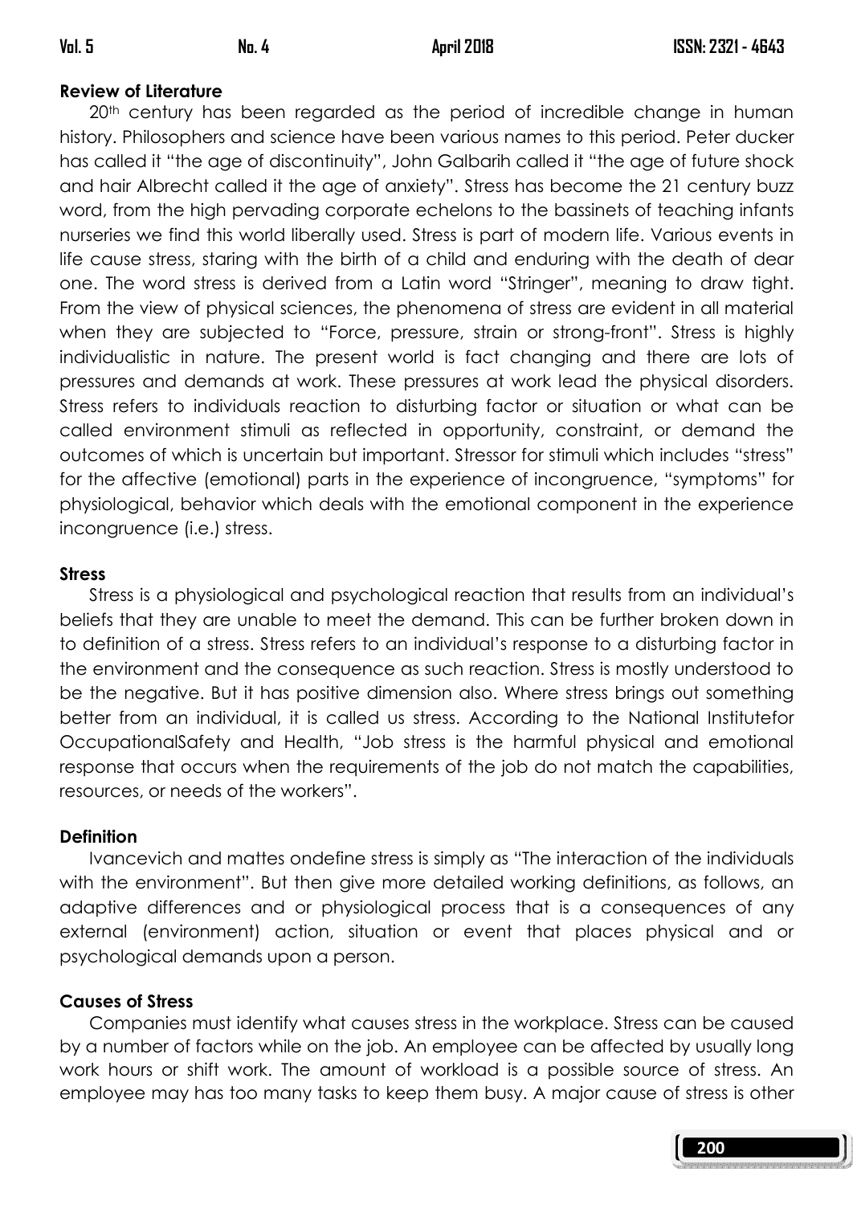**Review of Literature**

20th century has been regarded as the period of incredible change in human history. Philosophers and science have been various names to this period. Peter ducker has called it "the age of discontinuity", John Galbarih called it "the age of future shock and hair Albrecht called it the age of anxiety". Stress has become the 21 century buzz word, from the high pervading corporate echelons to the bassinets of teaching infants nurseries we find this world liberally used. Stress is part of modern life. Various events in life cause stress, staring with the birth of a child and enduring with the death of dear one. The word stress is derived from a Latin word "Stringer", meaning to draw tight. From the view of physical sciences, the phenomena of stress are evident in all material when they are subjected to "Force, pressure, strain or strong-front". Stress is highly individualistic in nature. The present world is fact changing and there are lots of pressures and demands at work. These pressures at work lead the physical disorders. Stress refers to individuals reaction to disturbing factor or situation or what can be called environment stimuli as reflected in opportunity, constraint, or demand the outcomes of which is uncertain but important. Stressor for stimuli which includes "stress" for the affective (emotional) parts in the experience of incongruence, "symptoms" for physiological, behavior which deals with the emotional component in the experience incongruence (i.e.) stress.

**Stress**

Stress is a physiological and psychological reaction that results from an individual's beliefs that they are unable to meet the demand. This can be further broken down in to definition of a stress. Stress refers to an individual's response to a disturbing factor in the environment and the consequence as such reaction. Stress is mostly understood to be the negative. But it has positive dimension also. Where stress brings out something better from an individual, it is called us stress. According to the National Institutefor OccupationalSafety and Health, "Job stress is the harmful physical and emotional response that occurs when the requirements of the job do not match the capabilities, resources, or needs of the workers".

**Definition**

Ivancevich and mattes ondefine stress is simply as "The interaction of the individuals with the environment". But then give more detailed working definitions, as follows, an adaptive differences and or physiological process that is a consequences of any external (environment) action, situation or event that places physical and or psychological demands upon a person.

**Causes of Stress**

Companies must identify what causes stress in the workplace. Stress can be caused by a number of factors while on the job. An employee can be affected by usually long work hours or shift work. The amount of workload is a possible source of stress. An employee may has too many tasks to keep them busy. A major cause of stress is other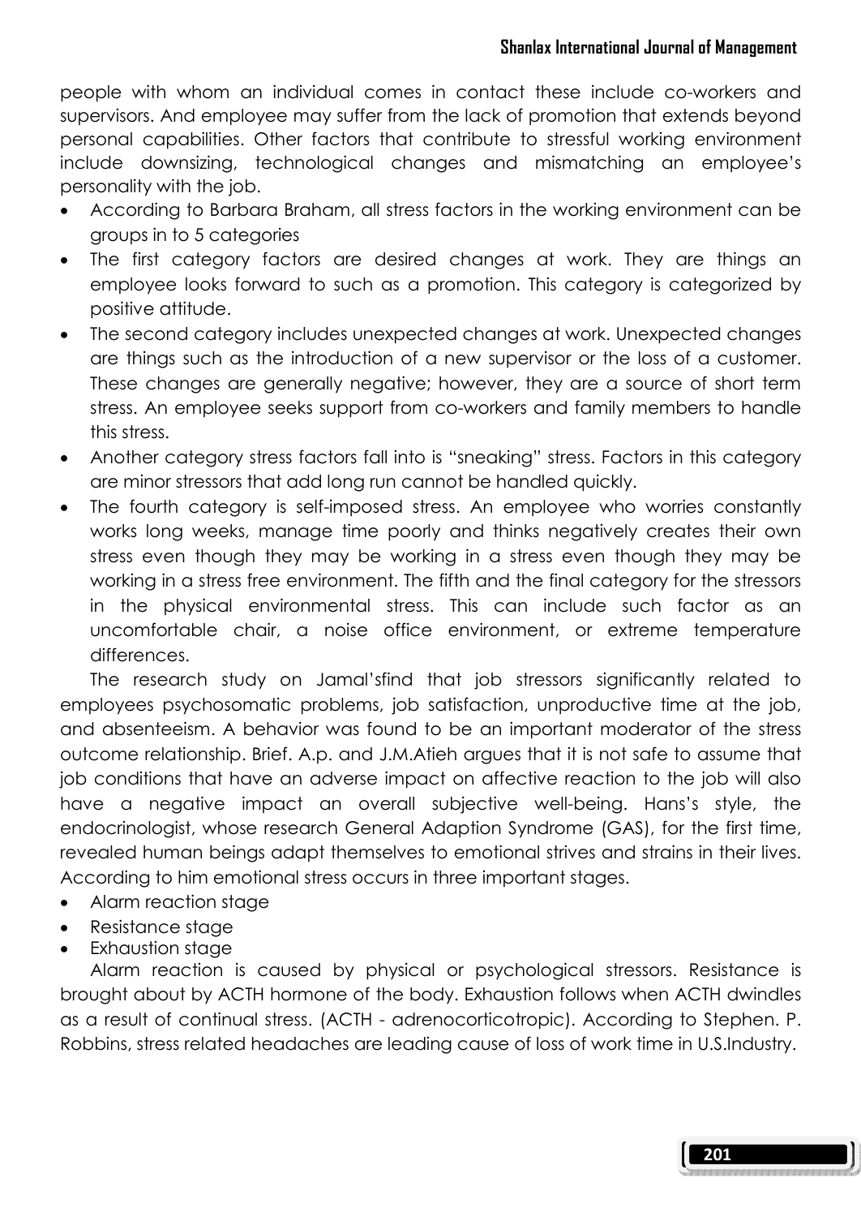people with whom an individual comes in contact these include co-workers and supervisors. And employee may suffer from the lack of promotion that extends beyond personal capabilities. Other factors that contribute to stressful working environment include downsizing, technological changes and mismatching an employee's personality with the job.

- According to Barbara Braham, all stress factors in the working environment can be groups in to 5 categories
- The first category factors are desired changes at work. They are things an employee looks forward to such as a promotion. This category is categorized by positive attitude.
- The second category includes unexpected changes at work. Unexpected changes are things such as the introduction of a new supervisor or the loss of a customer. These changes are generally negative; however, they are a source of short term stress. An employee seeks support from co-workers and family members to handle this stress.
- Another category stress factors fall into is "sneaking" stress. Factors in this category are minor stressors that add long run cannot be handled quickly.
- The fourth category is self-imposed stress. An employee who worries constantly works long weeks, manage time poorly and thinks negatively creates their own stress even though they may be working in a stress even though they may be working in a stress free environment. The fifth and the final category for the stressors in the physical environmental stress. This can include such factor as an uncomfortable chair, a noise office environment, or extreme temperature differences.

The research study on Jamal'sfind that job stressors significantly related to employees psychosomatic problems, job satisfaction, unproductive time at the job, and absenteeism. A behavior was found to be an important moderator of the stress outcome relationship. Brief. A.p. and J.M.Atieh argues that it is not safe to assume that job conditions that have an adverse impact on affective reaction to the job will also have a negative impact an overall subjective well-being. Hans's style, the endocrinologist, whose research General Adaption Syndrome (GAS), for the first time, revealed human beings adapt themselves to emotional strives and strains in their lives. According to him emotional stress occurs in three important stages.

- Alarm reaction stage
- Resistance stage
- Exhaustion stage

Alarm reaction is caused by physical or psychological stressors. Resistance is brought about by ACTH hormone of the body. Exhaustion follows when ACTH dwindles as a result of continual stress. (ACTH - adrenocorticotropic). According to Stephen. P. Robbins, stress related headaches are leading cause of loss of work time in U.S.Industry.